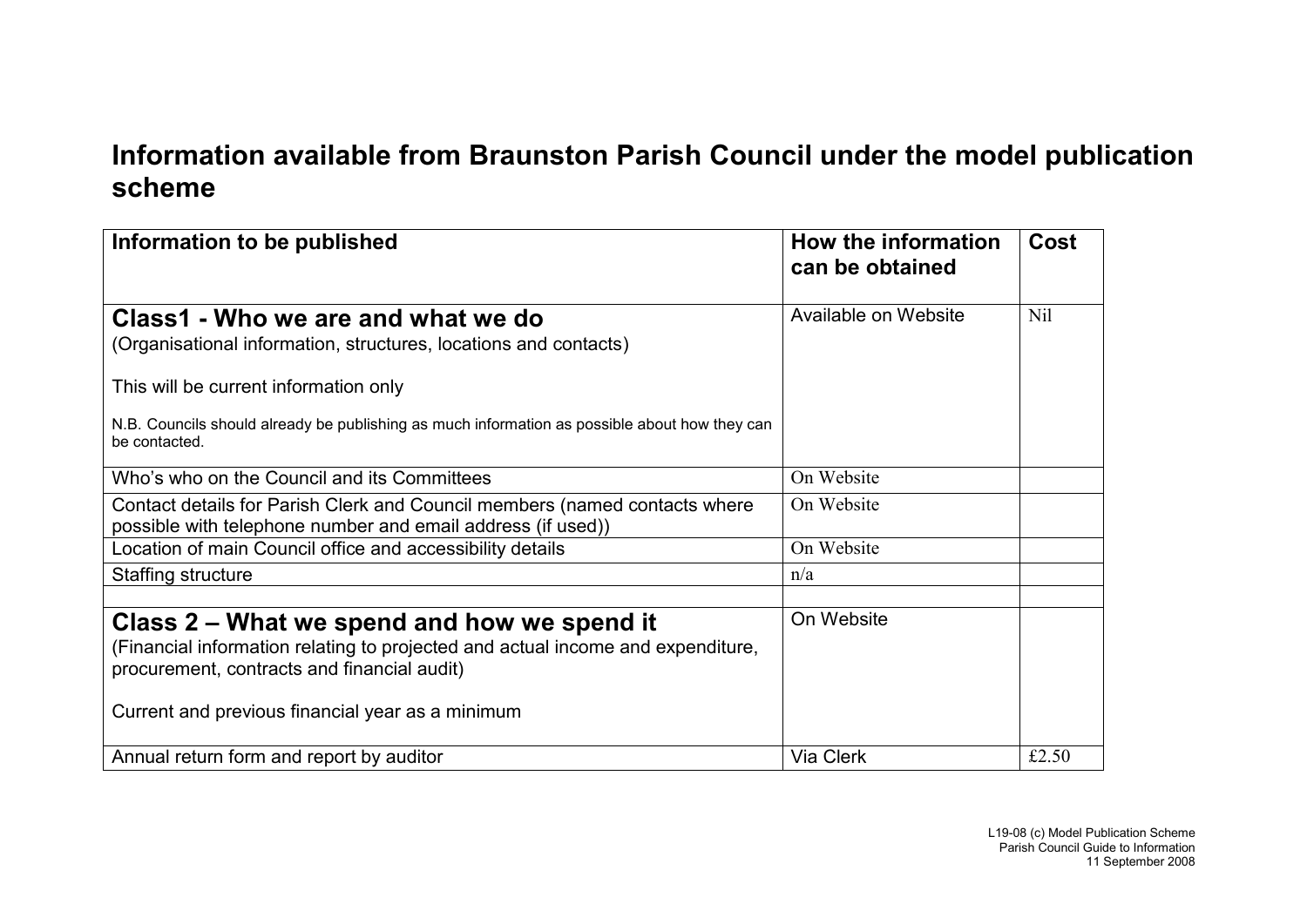# Information available from Braunston Parish Council under the model publication scheme

| Information to be published | How the information can be obtained | Cost |
|---|---|---|
| **Class1 - Who we are and what we do**<br>(Organisational information, structures, locations and contacts)<br><br>This will be current information only<br><br>N.B. Councils should already be publishing as much information as possible about how they can be contacted. | Available on Website | Nil |
| Who's who on the Council and its Committees | On Website | |
| Contact details for Parish Clerk and Council members (named contacts where possible with telephone number and email address (if used)) | On Website | |
| Location of main Council office and accessibility details | On Website | |
| Staffing structure | n/a | |
| | | |
| **Class 2 – What we spend and how we spend it**<br>(Financial information relating to projected and actual income and expenditure, procurement, contracts and financial audit)<br><br>Current and previous financial year as a minimum | On Website | |
| Annual return form and report by auditor | Via Clerk | £2.50 |

L19-08 (c) Model Publication Scheme
Parish Council Guide to Information
11 September 2008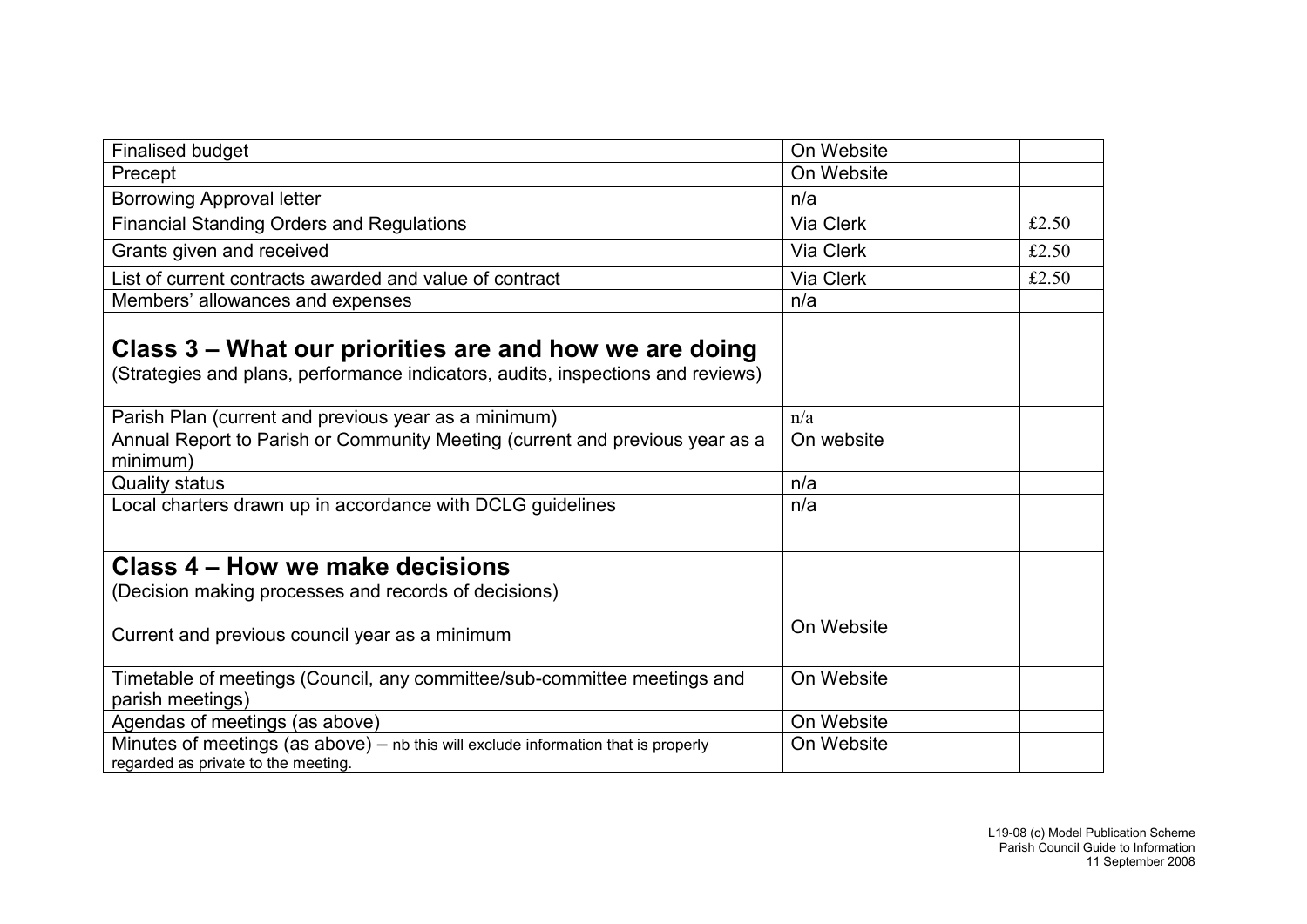| | | |
|---|---|---|
| Finalised budget | On Website | |
| Precept | On Website | |
| Borrowing Approval letter | n/a | |
| Financial Standing Orders and Regulations | Via Clerk | £2.50 |
| Grants given and received | Via Clerk | £2.50 |
| List of current contracts awarded and value of contract | Via Clerk | £2.50 |
| Members' allowances and expenses | n/a | |
| | | |
| **Class 3 – What our priorities are and how we are doing**<br>(Strategies and plans, performance indicators, audits, inspections and reviews) | | |
| Parish Plan (current and previous year as a minimum) | n/a | |
| Annual Report to Parish or Community Meeting (current and previous year as a minimum) | On website | |
| Quality status | n/a | |
| Local charters drawn up in accordance with DCLG guidelines | n/a | |
| | | |
| **Class 4 – How we make decisions**<br>(Decision making processes and records of decisions)<br><br>Current and previous council year as a minimum | On Website | |
| Timetable of meetings (Council, any committee/sub-committee meetings and parish meetings) | On Website | |
| Agendas of meetings (as above) | On Website | |
| Minutes of meetings (as above) – nb this will exclude information that is properly regarded as private to the meeting. | On Website | |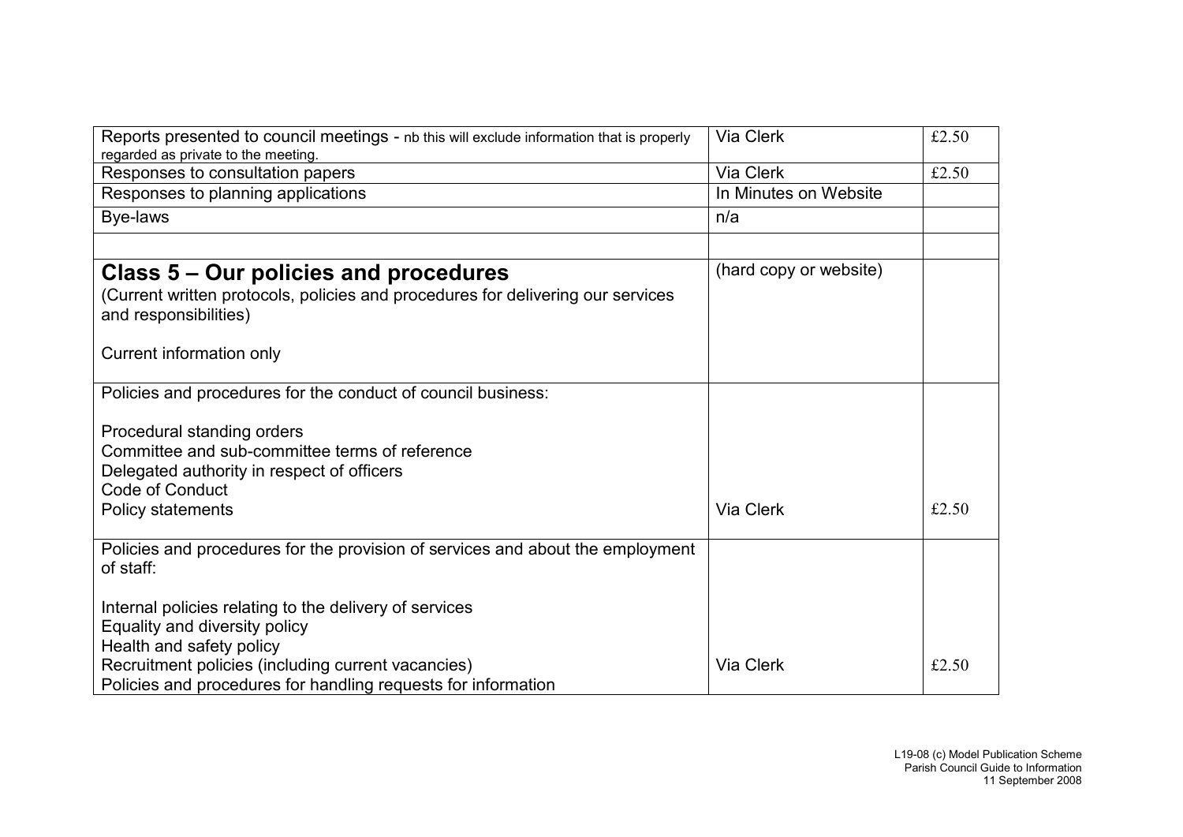| | | |
|---|---|---|
| Reports presented to council meetings - nb this will exclude information that is properly regarded as private to the meeting. | Via Clerk | £2.50 |
| Responses to consultation papers | Via Clerk | £2.50 |
| Responses to planning applications | In Minutes on Website | |
| Bye-laws | n/a | |
| | | |
| **Class 5 – Our policies and procedures**<br>(Current written protocols, policies and procedures for delivering our services and responsibilities)<br><br>Current information only | (hard copy or website) | |
| Policies and procedures for the conduct of council business:<br><br>Procedural standing orders<br>Committee and sub-committee terms of reference<br>Delegated authority in respect of officers<br>Code of Conduct<br>Policy statements | Via Clerk | £2.50 |
| Policies and procedures for the provision of services and about the employment of staff:<br><br>Internal policies relating to the delivery of services<br>Equality and diversity policy<br>Health and safety policy<br>Recruitment policies (including current vacancies)<br>Policies and procedures for handling requests for information | Via Clerk | £2.50 |

L19-08 (c) Model Publication Scheme
Parish Council Guide to Information
11 September 2008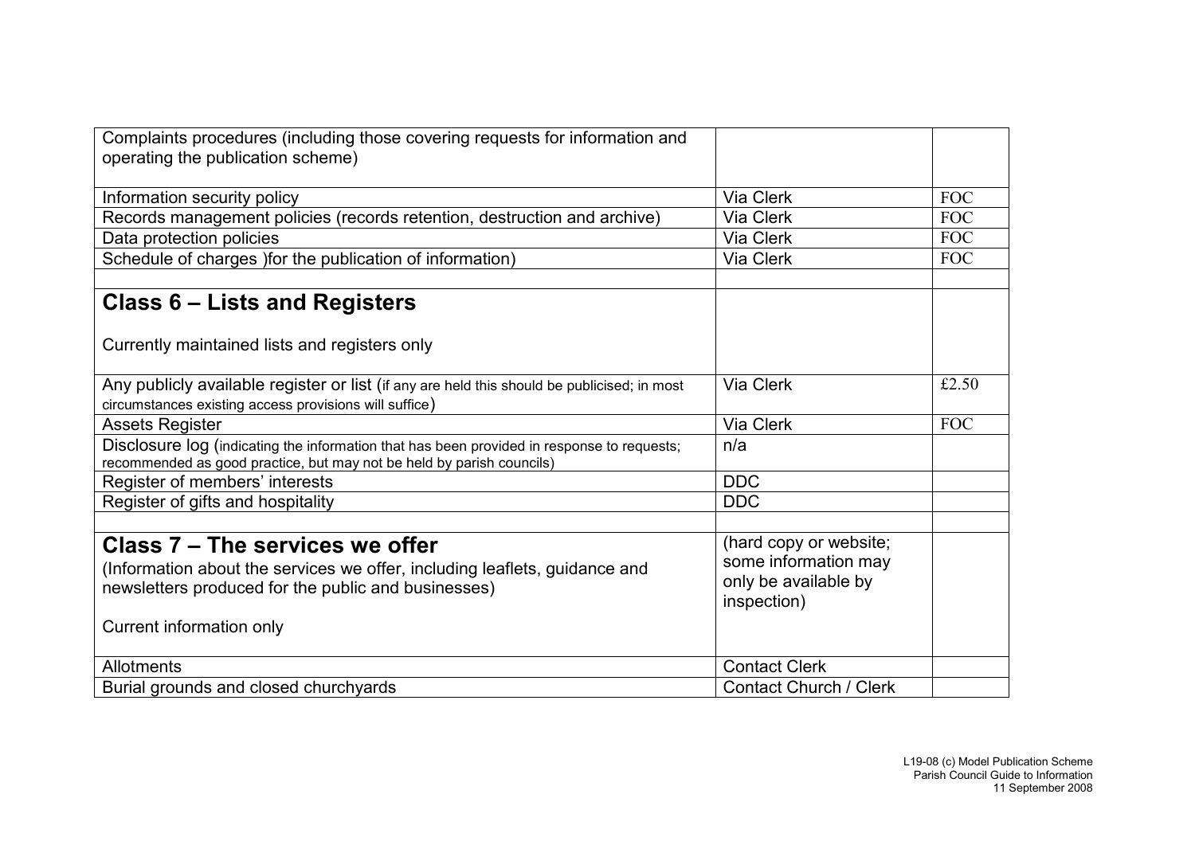| | | |
|---|---|---|
| Complaints procedures (including those covering requests for information and operating the publication scheme) | | |
| Information security policy | Via Clerk | FOC |
| Records management policies (records retention, destruction and archive) | Via Clerk | FOC |
| Data protection policies | Via Clerk | FOC |
| Schedule of charges )for the publication of information) | Via Clerk | FOC |
| | | |
| **Class 6 – Lists and Registers**<br><br>Currently maintained lists and registers only | | |
| Any publicly available register or list (if any are held this should be publicised; in most circumstances existing access provisions will suffice) | Via Clerk | £2.50 |
| Assets Register | Via Clerk | FOC |
| Disclosure log (indicating the information that has been provided in response to requests; recommended as good practice, but may not be held by parish councils) | n/a | |
| Register of members' interests | DDC | |
| Register of gifts and hospitality | DDC | |
| | | |
| **Class 7 – The services we offer**<br>(Information about the services we offer, including leaflets, guidance and newsletters produced for the public and businesses)<br><br>Current information only | (hard copy or website; some information may only be available by inspection) | |
| Allotments | Contact Clerk | |
| Burial grounds and closed churchyards | Contact Church / Clerk | |

L19-08 (c) Model Publication Scheme
Parish Council Guide to Information
11 September 2008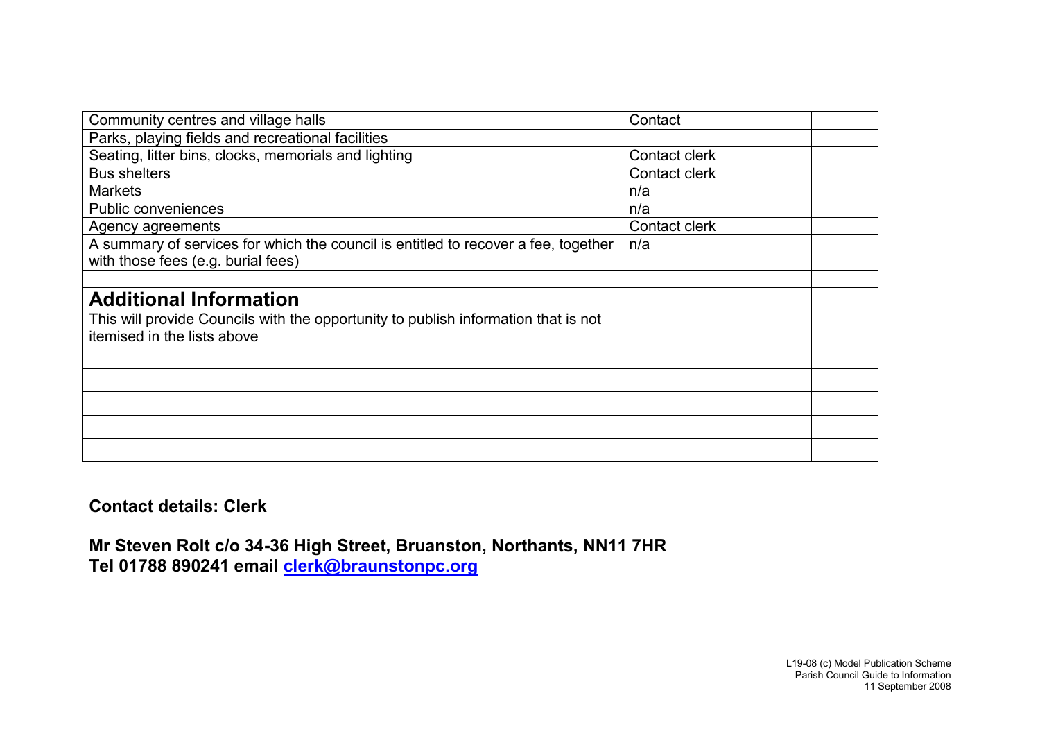| Community centres and village halls | Contact | |
|---|---|---|
| Parks, playing fields and recreational facilities | | |
| Seating, litter bins, clocks, memorials and lighting | Contact clerk | |
| Bus shelters | Contact clerk | |
| Markets | n/a | |
| Public conveniences | n/a | |
| Agency agreements | Contact clerk | |
| A summary of services for which the council is entitled to recover a fee, together with those fees (e.g. burial fees) | n/a | |
| | | |
| **Additional Information** This will provide Councils with the opportunity to publish information that is not itemised in the lists above | | |
| | | |
| | | |
| | | |
| | | |
| | | |

**Contact details: Clerk**

**Mr Steven Rolt c/o 34-36 High Street, Bruanston, Northants, NN11 7HR**
**Tel 01788 890241 email clerk@braunstonpc.org**

L19-08 (c) Model Publication Scheme
Parish Council Guide to Information
11 September 2008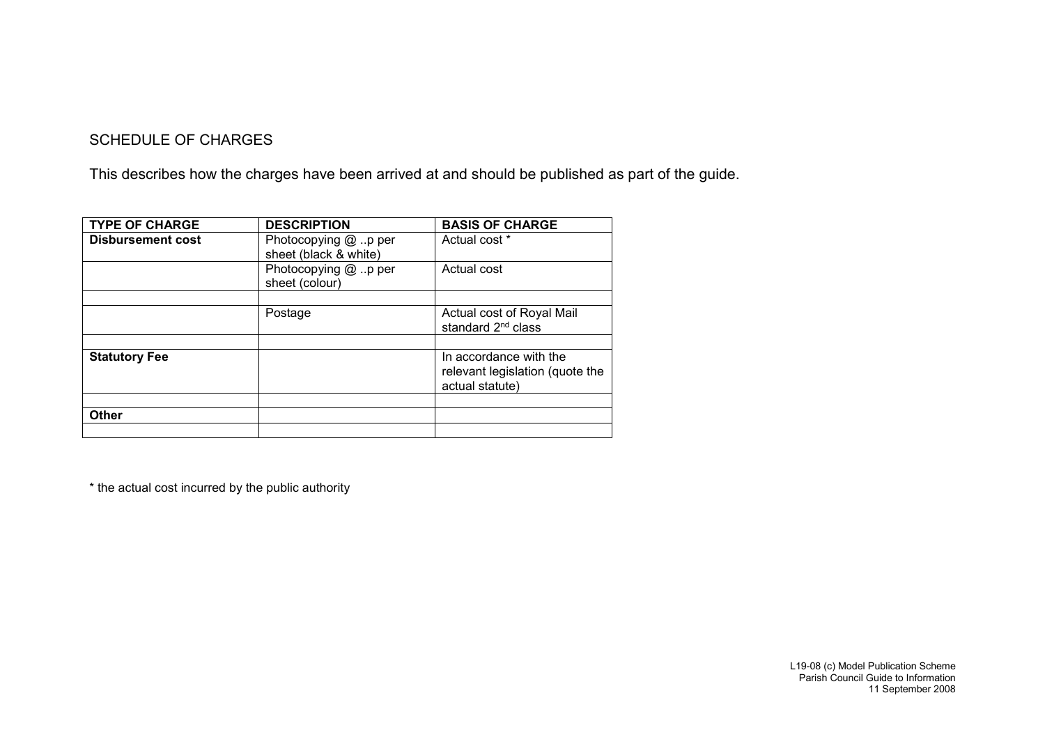SCHEDULE OF CHARGES

This describes how the charges have been arrived at and should be published as part of the guide.

| TYPE OF CHARGE | DESCRIPTION | BASIS OF CHARGE |
|---|---|---|
| **Disbursement cost** | Photocopying @ ..p per sheet (black & white) | Actual cost * |
| | Photocopying @ ..p per sheet (colour) | Actual cost |
| | | |
| | Postage | Actual cost of Royal Mail standard 2nd class |
| | | |
| **Statutory Fee** | | In accordance with the relevant legislation (quote the actual statute) |
| | | |
| **Other** | | |
| | | |

* the actual cost incurred by the public authority

L19-08 (c) Model Publication Scheme
Parish Council Guide to Information
11 September 2008